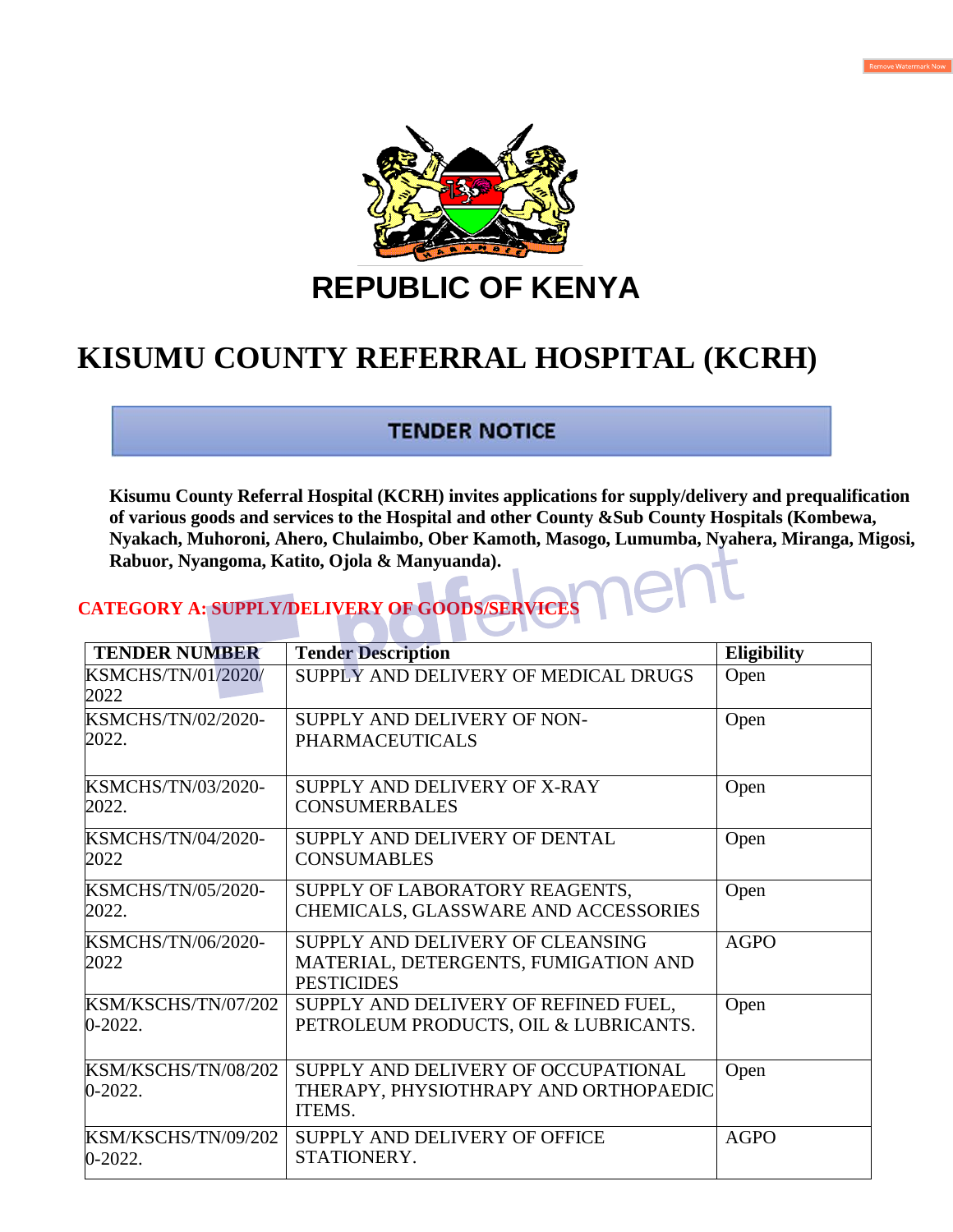# REPUBLIC OF KENYA

# KISUMU COUNTY REFERRAL HOSPITAL (KCRH)

## TENDER NOTICE

**Kisumu County Referral Hospital (KCRH) invites applications for supply/delivery and prequalification of various goods and services to the Hospital and other County &Sub County Hospitals (Kombewa, Nyakach, Muhoroni, Ahero, Chulaimbo, Ober Kamoth, Masogo, Lumumba, Nyahera, Miranga, Migosi, Rabuor, Nyangoma, Katito, Ojola & Manyuanda).**

**CATEGORY A: SUPPLY/DELIVERY OF GOODS/SERVICES**

| TENDER NUMBER | Tender Description | Eligibility |
|---|---|---|
| KSMCHS/TN/01/2020/2022 | SUPPLY AND DELIVERY OF MEDICAL DRUGS | Open |
| KSMCHS/TN/02/2020-2022. | SUPPLY AND DELIVERY OF NON-PHARMACEUTICALS | Open |
| KSMCHS/TN/03/2020-2022. | SUPPLY AND DELIVERY OF X-RAY CONSUMERBALES | Open |
| KSMCHS/TN/04/2020-2022 | SUPPLY AND DELIVERY OF DENTAL CONSUMABLES | Open |
| KSMCHS/TN/05/2020-2022. | SUPPLY OF LABORATORY REAGENTS, CHEMICALS, GLASSWARE AND ACCESSORIES | Open |
| KSMCHS/TN/06/2020-2022 | SUPPLY AND DELIVERY OF CLEANSING MATERIAL, DETERGENTS, FUMIGATION AND PESTICIDES | AGPO |
| KSM/KSCHS/TN/07/2020-2022. | SUPPLY AND DELIVERY OF REFINED FUEL, PETROLEUM PRODUCTS, OIL & LUBRICANTS. | Open |
| KSM/KSCHS/TN/08/2020-2022. | SUPPLY AND DELIVERY OF OCCUPATIONAL THERAPY, PHYSIOTHRAPY AND ORTHOPAEDIC ITEMS. | Open |
| KSM/KSCHS/TN/09/2020-2022. | SUPPLY AND DELIVERY OF OFFICE STATIONERY. | AGPO |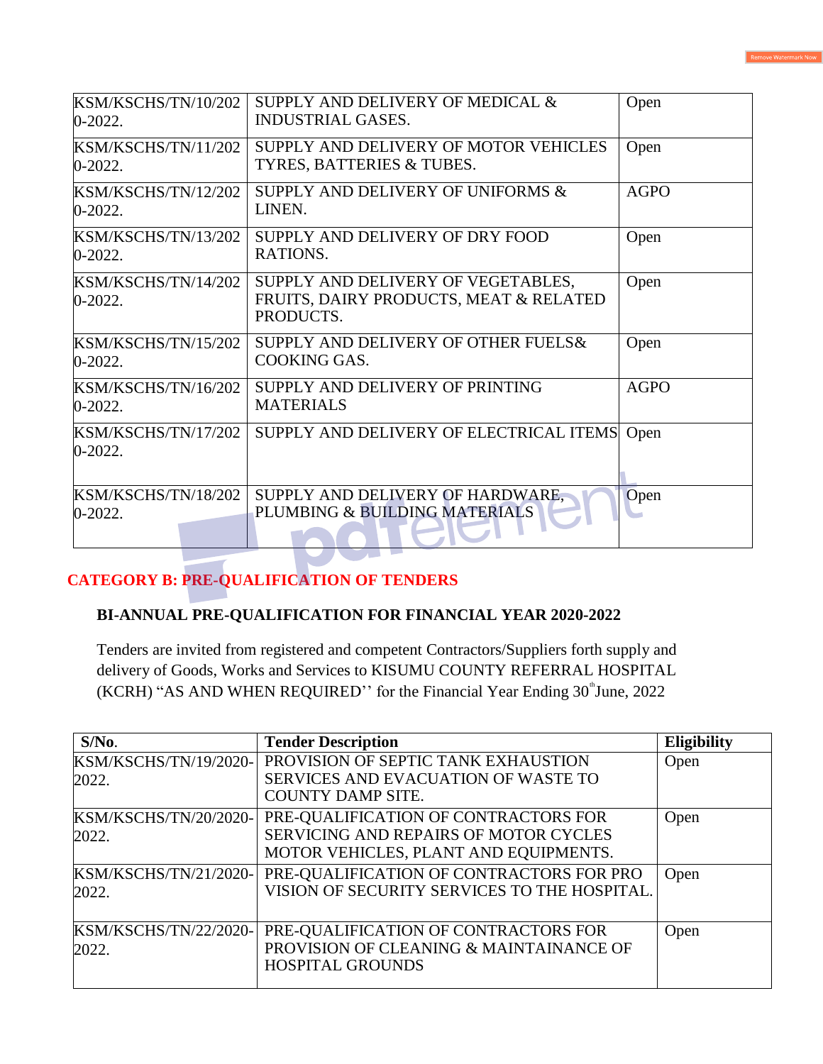| | | |
|---|---|---|
| KSM/KSCHS/TN/10/2020-2022. | SUPPLY AND DELIVERY OF MEDICAL & INDUSTRIAL GASES. | Open |
| KSM/KSCHS/TN/11/2020-2022. | SUPPLY AND DELIVERY OF MOTOR VEHICLES TYRES, BATTERIES & TUBES. | Open |
| KSM/KSCHS/TN/12/2020-2022. | SUPPLY AND DELIVERY OF UNIFORMS & LINEN. | AGPO |
| KSM/KSCHS/TN/13/2020-2022. | SUPPLY AND DELIVERY OF DRY FOOD RATIONS. | Open |
| KSM/KSCHS/TN/14/2020-2022. | SUPPLY AND DELIVERY OF VEGETABLES, FRUITS, DAIRY PRODUCTS, MEAT & RELATED PRODUCTS. | Open |
| KSM/KSCHS/TN/15/2020-2022. | SUPPLY AND DELIVERY OF OTHER FUELS& COOKING GAS. | Open |
| KSM/KSCHS/TN/16/2020-2022. | SUPPLY AND DELIVERY OF PRINTING MATERIALS | AGPO |
| KSM/KSCHS/TN/17/2020-2022. | SUPPLY AND DELIVERY OF ELECTRICAL ITEMS | Open |
| KSM/KSCHS/TN/18/2020-2022. | SUPPLY AND DELIVERY OF HARDWARE, PLUMBING & BUILDING MATERIALS | Open |

## CATEGORY B: PRE-QUALIFICATION OF TENDERS

### BI-ANNUAL PRE-QUALIFICATION FOR FINANCIAL YEAR 2020-2022

Tenders are invited from registered and competent Contractors/Suppliers forth supply and delivery of Goods, Works and Services to KISUMU COUNTY REFERRAL HOSPITAL (KCRH) "AS AND WHEN REQUIRED'' for the Financial Year Ending 30th June, 2022

| S/No. | Tender Description | Eligibility |
|---|---|---|
| KSM/KSCHS/TN/19/2020-2022. | PROVISION OF SEPTIC TANK EXHAUSTION SERVICES AND EVACUATION OF WASTE TO COUNTY DAMP SITE. | Open |
| KSM/KSCHS/TN/20/2020-2022. | PRE-QUALIFICATION OF CONTRACTORS FOR SERVICING AND REPAIRS OF MOTOR CYCLES MOTOR VEHICLES, PLANT AND EQUIPMENTS. | Open |
| KSM/KSCHS/TN/21/2020-2022. | PRE-QUALIFICATION OF CONTRACTORS FOR PRO VISION OF SECURITY SERVICES TO THE HOSPITAL. | Open |
| KSM/KSCHS/TN/22/2020-2022. | PRE-QUALIFICATION OF CONTRACTORS FOR PROVISION OF CLEANING & MAINTAINANCE OF HOSPITAL GROUNDS | Open |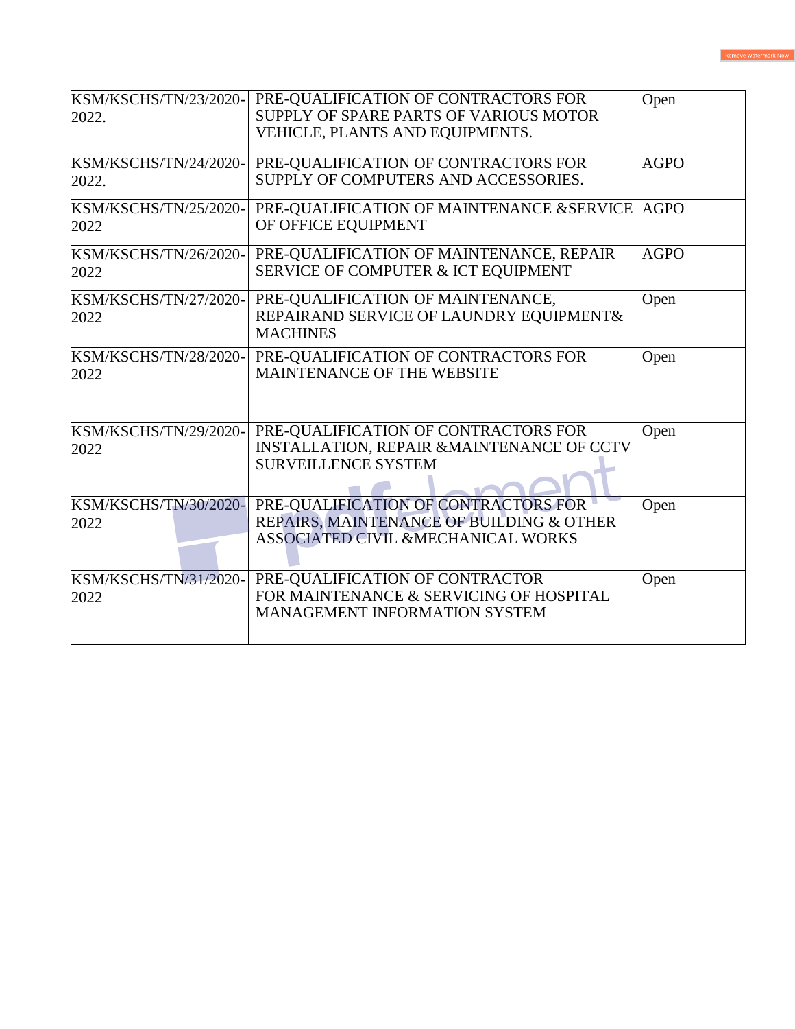| KSM/KSCHS/TN/23/2020-2022. | PRE-QUALIFICATION OF CONTRACTORS FOR SUPPLY OF SPARE PARTS OF VARIOUS MOTOR VEHICLE, PLANTS AND EQUIPMENTS. | Open |
|---|---|---|
| KSM/KSCHS/TN/24/2020-2022. | PRE-QUALIFICATION OF CONTRACTORS FOR SUPPLY OF COMPUTERS AND ACCESSORIES. | AGPO |
| KSM/KSCHS/TN/25/2020-2022 | PRE-QUALIFICATION OF MAINTENANCE &SERVICE OF OFFICE EQUIPMENT | AGPO |
| KSM/KSCHS/TN/26/2020-2022 | PRE-QUALIFICATION OF MAINTENANCE, REPAIR SERVICE OF COMPUTER & ICT EQUIPMENT | AGPO |
| KSM/KSCHS/TN/27/2020-2022 | PRE-QUALIFICATION OF MAINTENANCE, REPAIRAND SERVICE OF LAUNDRY EQUIPMENT& MACHINES | Open |
| KSM/KSCHS/TN/28/2020-2022 | PRE-QUALIFICATION OF CONTRACTORS FOR MAINTENANCE OF THE WEBSITE | Open |
| KSM/KSCHS/TN/29/2020-2022 | PRE-QUALIFICATION OF CONTRACTORS FOR INSTALLATION, REPAIR &MAINTENANCE OF CCTV SURVEILLENCE SYSTEM | Open |
| KSM/KSCHS/TN/30/2020-2022 | PRE-QUALIFICATION OF CONTRACTORS FOR REPAIRS, MAINTENANCE OF BUILDING & OTHER ASSOCIATED CIVIL &MECHANICAL WORKS | Open |
| KSM/KSCHS/TN/31/2020-2022 | PRE-QUALIFICATION OF CONTRACTOR FOR MAINTENANCE & SERVICING OF HOSPITAL MANAGEMENT INFORMATION SYSTEM | Open |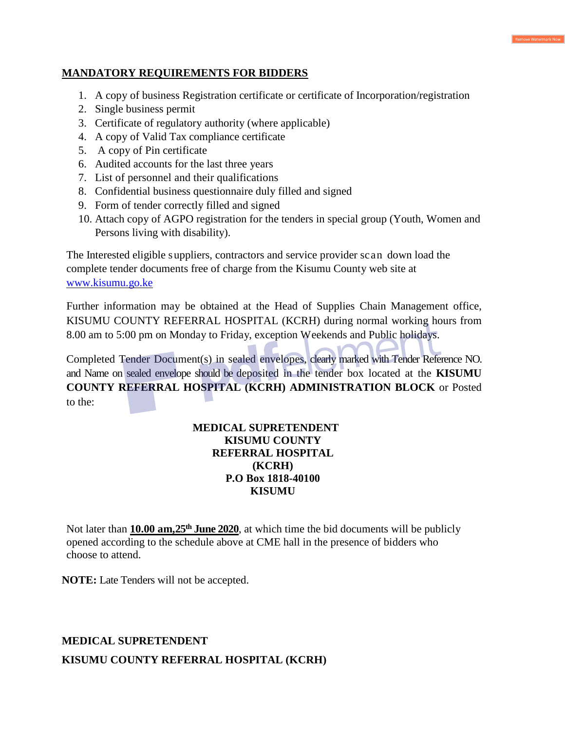**MANDATORY REQUIREMENTS FOR BIDDERS**

1. A copy of business Registration certificate or certificate of Incorporation/registration
2. Single business permit
3. Certificate of regulatory authority (where applicable)
4. A copy of Valid Tax compliance certificate
5. A copy of Pin certificate
6. Audited accounts for the last three years
7. List of personnel and their qualifications
8. Confidential business questionnaire duly filled and signed
9. Form of tender correctly filled and signed
10. Attach copy of AGPO registration for the tenders in special group (Youth, Women and Persons living with disability).

The Interested eligible suppliers, contractors and service provider scan down load the complete tender documents free of charge from the Kisumu County web site at www.kisumu.go.ke

Further information may be obtained at the Head of Supplies Chain Management office, KISUMU COUNTY REFERRAL HOSPITAL (KCRH) during normal working hours from 8.00 am to 5:00 pm on Monday to Friday, exception Weekends and Public holidays.

Completed Tender Document(s) in sealed envelopes, clearly marked with Tender Reference NO. and Name on sealed envelope should be deposited in the tender box located at the **KISUMU COUNTY REFERRAL HOSPITAL (KCRH) ADMINISTRATION BLOCK** or Posted to the:

**MEDICAL SUPRETENDENT**
**KISUMU COUNTY**
**REFERRAL HOSPITAL**
**(KCRH)**
**P.O Box 1818-40100**
**KISUMU**

Not later than **10.00 am,25th June 2020**, at which time the bid documents will be publicly opened according to the schedule above at CME hall in the presence of bidders who choose to attend.

**NOTE:** Late Tenders will not be accepted.

**MEDICAL SUPRETENDENT**

**KISUMU COUNTY REFERRAL HOSPITAL (KCRH)**